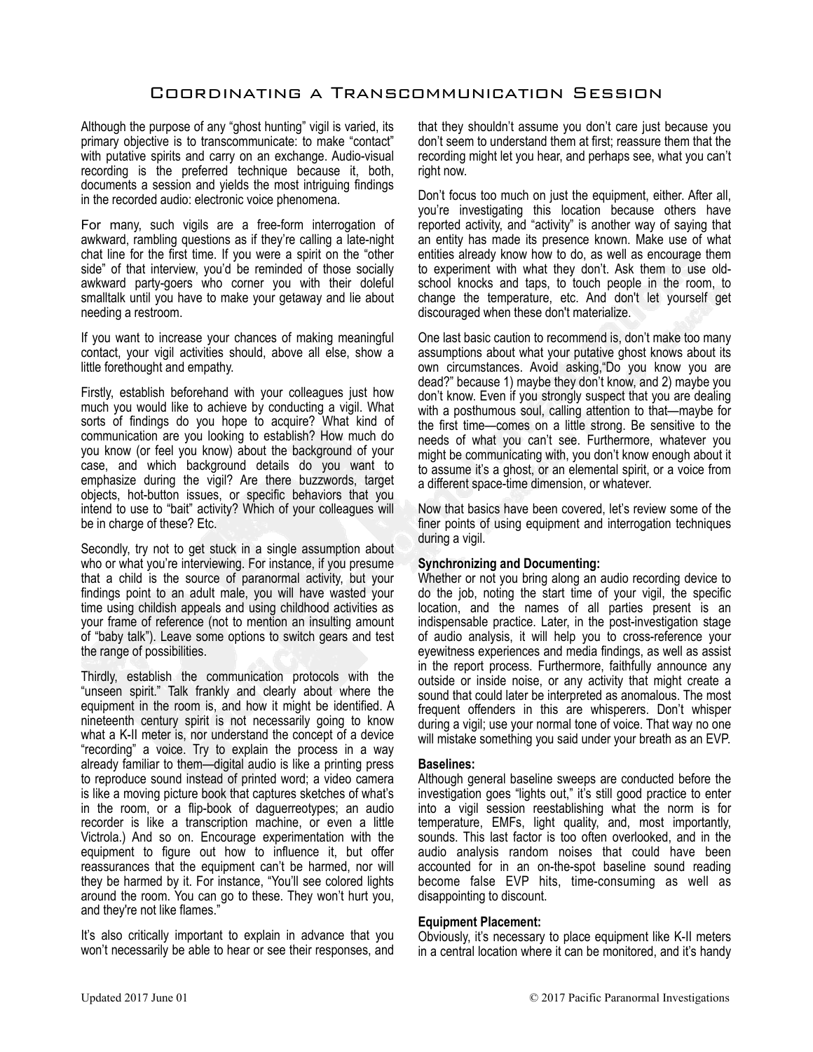# Coordinating a Transcommunication Session

Although the purpose of any "ghost hunting" vigil is varied, its primary objective is to transcommunicate: to make "contact" with putative spirits and carry on an exchange. Audio-visual recording is the preferred technique because it, both, documents a session and yields the most intriguing findings in the recorded audio: electronic voice phenomena.

For many, such vigils are a free-form interrogation of awkward, rambling questions as if they're calling a late-night chat line for the first time. If you were a spirit on the "other side" of that interview, you'd be reminded of those socially awkward party-goers who corner you with their doleful smalltalk until you have to make your getaway and lie about needing a restroom.

If you want to increase your chances of making meaningful contact, your vigil activities should, above all else, show a little forethought and empathy.

Firstly, establish beforehand with your colleagues just how much you would like to achieve by conducting a vigil. What sorts of findings do you hope to acquire? What kind of communication are you looking to establish? How much do you know (or feel you know) about the background of your case, and which background details do you want to emphasize during the vigil? Are there buzzwords, target objects, hot-button issues, or specific behaviors that you intend to use to "bait" activity? Which of your colleagues will be in charge of these? Etc.

Secondly, try not to get stuck in a single assumption about who or what you're interviewing. For instance, if you presume that a child is the source of paranormal activity, but your findings point to an adult male, you will have wasted your time using childish appeals and using childhood activities as your frame of reference (not to mention an insulting amount of "baby talk"). Leave some options to switch gears and test the range of possibilities.

Thirdly, establish the communication protocols with the "unseen spirit." Talk frankly and clearly about where the equipment in the room is, and how it might be identified. A nineteenth century spirit is not necessarily going to know what a K-II meter is, nor understand the concept of a device "recording" a voice. Try to explain the process in a way already familiar to them—digital audio is like a printing press to reproduce sound instead of printed word; a video camera is like a moving picture book that captures sketches of what's in the room, or a flip-book of daguerreotypes; an audio recorder is like a transcription machine, or even a little Victrola.) And so on. Encourage experimentation with the equipment to figure out how to influence it, but offer reassurances that the equipment can't be harmed, nor will they be harmed by it. For instance, "You'll see colored lights around the room. You can go to these. They won't hurt you, and they're not like flames."

It's also critically important to explain in advance that you won't necessarily be able to hear or see their responses, and that they shouldn't assume you don't care just because you don't seem to understand them at first; reassure them that the recording might let you hear, and perhaps see, what you can't right now.

Don't focus too much on just the equipment, either. After all, you're investigating this location because others have reported activity, and "activity" is another way of saying that an entity has made its presence known. Make use of what entities already know how to do, as well as encourage them to experiment with what they don't. Ask them to use old-school knocks and taps, to touch people in the room, to change the temperature, etc. And don't let yourself get discouraged when these don't materialize.

One last basic caution to recommend is, don't make too many assumptions about what your putative ghost knows about its own circumstances. Avoid asking,"Do you know you are dead?" because 1) maybe they don't know, and 2) maybe you don't know. Even if you strongly suspect that you are dealing with a posthumous soul, calling attention to that—maybe for the first time—comes on a little strong. Be sensitive to the needs of what you can't see. Furthermore, whatever you might be communicating with, you don't know enough about it to assume it's a ghost, or an elemental spirit, or a voice from a different space-time dimension, or whatever.

Now that basics have been covered, let's review some of the finer points of using equipment and interrogation techniques during a vigil.

**Synchronizing and Documenting:**
Whether or not you bring along an audio recording device to do the job, noting the start time of your vigil, the specific location, and the names of all parties present is an indispensable practice. Later, in the post-investigation stage of audio analysis, it will help you to cross-reference your eyewitness experiences and media findings, as well as assist in the report process. Furthermore, faithfully announce any outside or inside noise, or any activity that might create a sound that could later be interpreted as anomalous. The most frequent offenders in this are whisperers. Don't whisper during a vigil; use your normal tone of voice. That way no one will mistake something you said under your breath as an EVP.

**Baselines:**
Although general baseline sweeps are conducted before the investigation goes "lights out," it's still good practice to enter into a vigil session reestablishing what the norm is for temperature, EMFs, light quality, and, most importantly, sounds. This last factor is too often overlooked, and in the audio analysis random noises that could have been accounted for in an on-the-spot baseline sound reading become false EVP hits, time-consuming as well as disappointing to discount.

**Equipment Placement:**
Obviously, it's necessary to place equipment like K-II meters in a central location where it can be monitored, and it's handy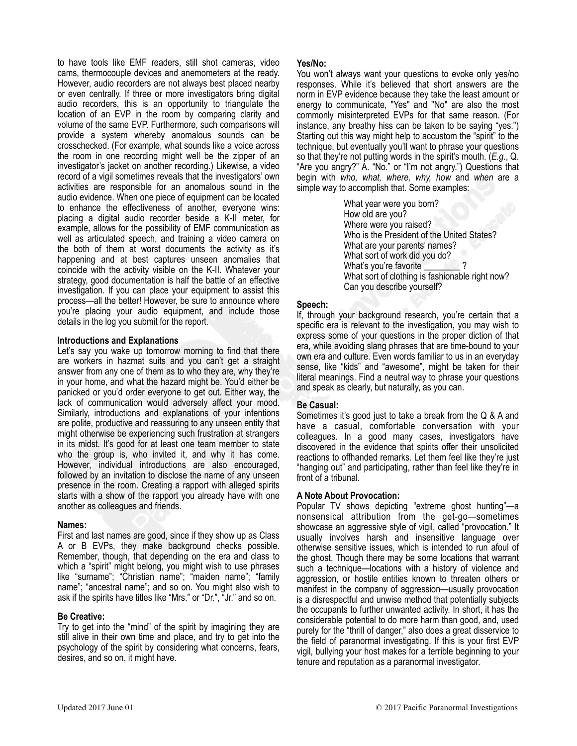to have tools like EMF readers, still shot cameras, video cams, thermocouple devices and anemometers at the ready. However, audio recorders are not always best placed nearby or even centrally. If three or more investigators bring digital audio recorders, this is an opportunity to triangulate the location of an EVP in the room by comparing clarity and volume of the same EVP. Furthermore, such comparisons will provide a system whereby anomalous sounds can be crosschecked. (For example, what sounds like a voice across the room in one recording might well be the zipper of an investigator's jacket on another recording.) Likewise, a video record of a vigil sometimes reveals that the investigators' own activities are responsible for an anomalous sound in the audio evidence. When one piece of equipment can be located to enhance the effectiveness of another, everyone wins: placing a digital audio recorder beside a K-II meter, for example, allows for the possibility of EMF communication as well as articulated speech, and training a video camera on the both of them at worst documents the activity as it's happening and at best captures unseen anomalies that coincide with the activity visible on the K-II. Whatever your strategy, good documentation is half the battle of an effective investigation. If you can place your equipment to assist this process—all the better! However, be sure to announce where you're placing your audio equipment, and include those details in the log you submit for the report.

**Introductions and Explanations**

Let's say you wake up tomorrow morning to find that there are workers in hazmat suits and you can't get a straight answer from any one of them as to who they are, why they're in your home, and what the hazard might be. You'd either be panicked or you'd order everyone to get out. Either way, the lack of communication would adversely affect your mood. Similarly, introductions and explanations of your intentions are polite, productive and reassuring to any unseen entity that might otherwise be experiencing such frustration at strangers in its midst. It's good for at least one team member to state who the group is, who invited it, and why it has come. However, individual introductions are also encouraged, followed by an invitation to disclose the name of any unseen presence in the room. Creating a rapport with alleged spirits starts with a show of the rapport you already have with one another as colleagues and friends.

**Names:**

First and last names are good, since if they show up as Class A or B EVPs, they make background checks possible. Remember, though, that depending on the era and class to which a "spirit" might belong, you might wish to use phrases like "surname"; "Christian name"; "maiden name"; "family name"; "ancestral name"; and so on. You might also wish to ask if the spirits have titles like "Mrs." or "Dr.", "Jr." and so on.

**Be Creative:**

Try to get into the "mind" of the spirit by imagining they are still alive in their own time and place, and try to get into the psychology of the spirit by considering what concerns, fears, desires, and so on, it might have.

**Yes/No:**

You won't always want your questions to evoke only yes/no responses. While it's believed that short answers are the norm in EVP evidence because they take the least amount or energy to communicate, "Yes" and "No" are also the most commonly misinterpreted EVPs for that same reason. (For instance, any breathy hiss can be taken to be saying "yes.") Starting out this way might help to accustom the "spirit" to the technique, but eventually you'll want to phrase your questions so that they're not putting words in the spirit's mouth. (*E.g.*, Q. "Are you angry?" A. "No." or "I'm not angry.") Questions that begin with *who, what, where, why, how* and *when* are a simple way to accomplish that. Some examples:

What year were you born?
How old are you?
Where were you raised?
Who is the President of the United States?
What are your parents' names?
What sort of work did you do?
What's you're favorite ________ ?
What sort of clothing is fashionable right now?
Can you describe yourself?

**Speech:**

If, through your background research, you're certain that a specific era is relevant to the investigation, you may wish to express some of your questions in the proper diction of that era, while avoiding slang phrases that are time-bound to your own era and culture. Even words familiar to us in an everyday sense, like "kids" and "awesome", might be taken for their literal meanings. Find a neutral way to phrase your questions and speak as clearly, but naturally, as you can.

**Be Casual:**

Sometimes it's good just to take a break from the Q & A and have a casual, comfortable conversation with your colleagues. In a good many cases, investigators have discovered in the evidence that spirits offer their unsolicited reactions to offhanded remarks. Let them feel like they're just "hanging out" and participating, rather than feel like they're in front of a tribunal.

**A Note About Provocation:**

Popular TV shows depicting "extreme ghost hunting"—a nonsensical attribution from the get-go—sometimes showcase an aggressive style of vigil, called "provocation." It usually involves harsh and insensitive language over otherwise sensitive issues, which is intended to run afoul of the ghost. Though there may be some locations that warrant such a technique—locations with a history of violence and aggression, or hostile entities known to threaten others or manifest in the company of aggression—usually provocation is a disrespectful and unwise method that potentially subjects the occupants to further unwanted activity. In short, it has the considerable potential to do more harm than good, and, used purely for the "thrill of danger," also does a great disservice to the field of paranormal investigating. If this is your first EVP vigil, bullying your host makes for a terrible beginning to your tenure and reputation as a paranormal investigator.